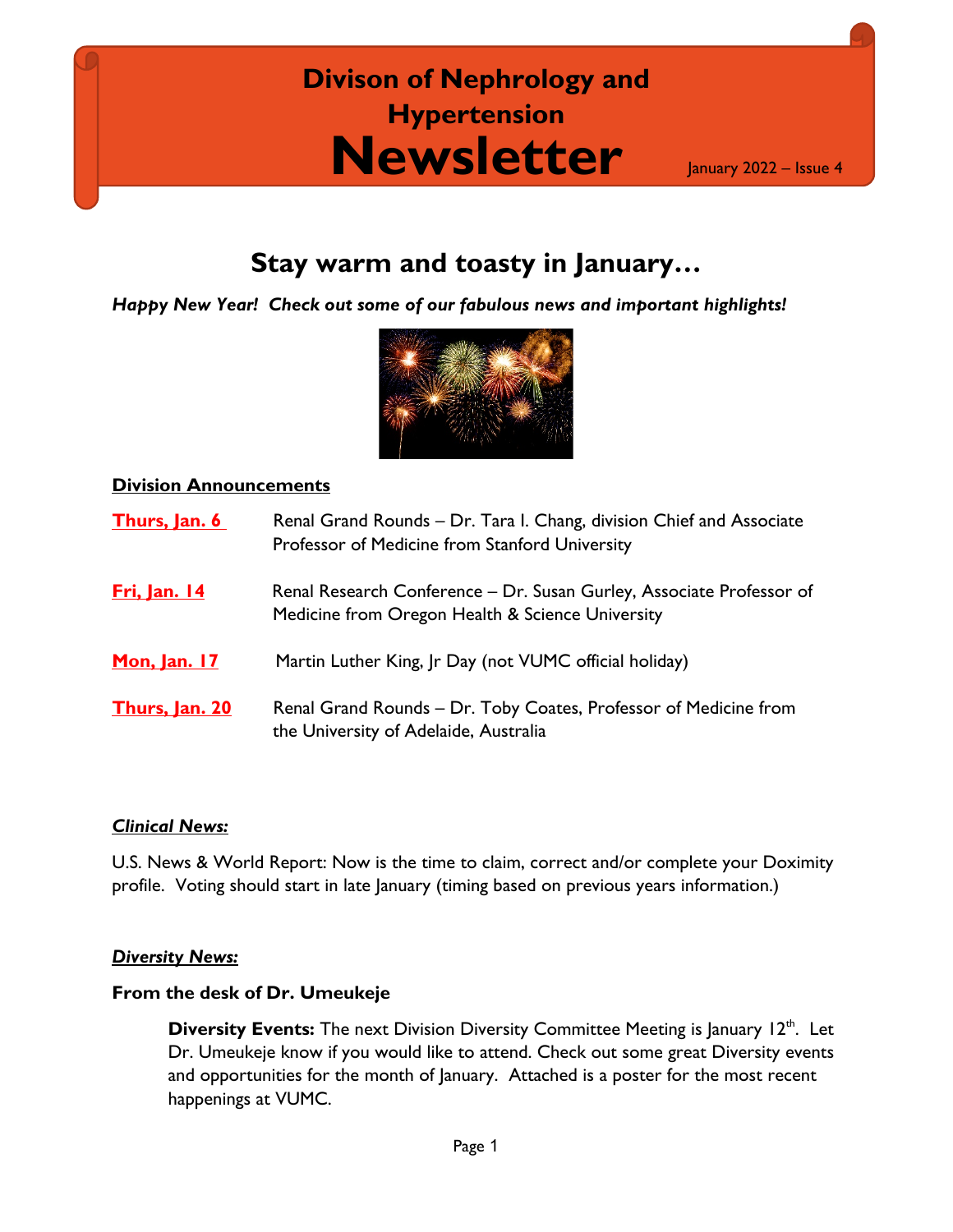# Divison of Nephrology and Hypertension Newsletter

January 2022 – Issue 4

## Stay warm and toasty in January…

***Happy New Year! Check out some of our fabulous news and important highlights!***

**Division Announcements**

**Thurs, Jan. 6** Renal Grand Rounds – Dr. Tara I. Chang, division Chief and Associate Professor of Medicine from Stanford University

**Fri, Jan. 14** Renal Research Conference – Dr. Susan Gurley, Associate Professor of Medicine from Oregon Health & Science University

**Mon, Jan. 17** Martin Luther King, Jr Day (not VUMC official holiday)

**Thurs, Jan. 20** Renal Grand Rounds – Dr. Toby Coates, Professor of Medicine from the University of Adelaide, Australia

***Clinical News:***

U.S. News & World Report: Now is the time to claim, correct and/or complete your Doximity profile. Voting should start in late January (timing based on previous years information.)

***Diversity News:***

**From the desk of Dr. Umeukeje**

**Diversity Events:** The next Division Diversity Committee Meeting is January 12th. Let Dr. Umeukeje know if you would like to attend. Check out some great Diversity events and opportunities for the month of January. Attached is a poster for the most recent happenings at VUMC.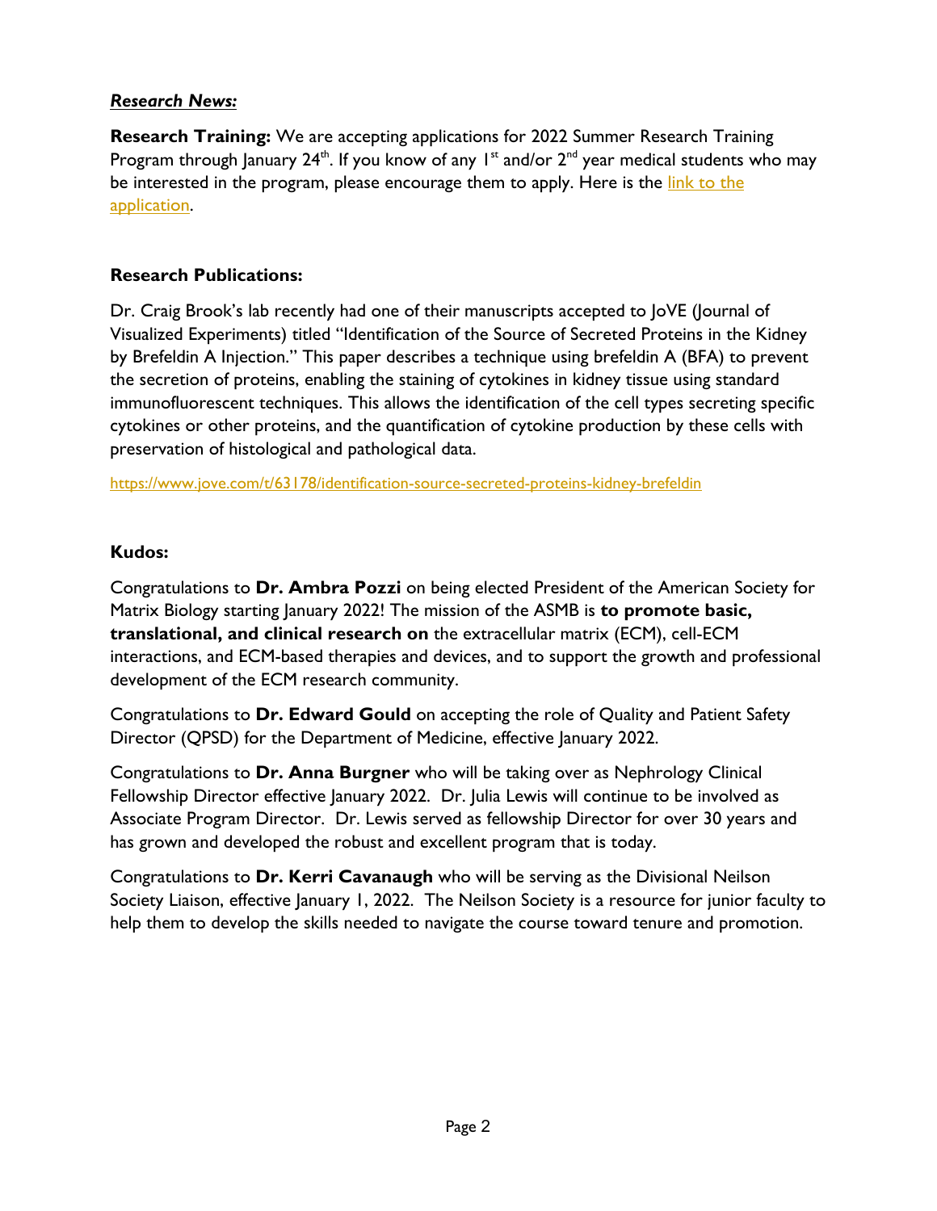### ***Research News:***

**Research Training:** We are accepting applications for 2022 Summer Research Training Program through January 24th. If you know of any 1st and/or 2nd year medical students who may be interested in the program, please encourage them to apply. Here is the link to the application.

### **Research Publications:**

Dr. Craig Brook's lab recently had one of their manuscripts accepted to JoVE (Journal of Visualized Experiments) titled "Identification of the Source of Secreted Proteins in the Kidney by Brefeldin A Injection." This paper describes a technique using brefeldin A (BFA) to prevent the secretion of proteins, enabling the staining of cytokines in kidney tissue using standard immunofluorescent techniques. This allows the identification of the cell types secreting specific cytokines or other proteins, and the quantification of cytokine production by these cells with preservation of histological and pathological data.

https://www.jove.com/t/63178/identification-source-secreted-proteins-kidney-brefeldin

### **Kudos:**

Congratulations to **Dr. Ambra Pozzi** on being elected President of the American Society for Matrix Biology starting January 2022! The mission of the ASMB is **to promote basic, translational, and clinical research on** the extracellular matrix (ECM), cell-ECM interactions, and ECM-based therapies and devices, and to support the growth and professional development of the ECM research community.

Congratulations to **Dr. Edward Gould** on accepting the role of Quality and Patient Safety Director (QPSD) for the Department of Medicine, effective January 2022.

Congratulations to **Dr. Anna Burgner** who will be taking over as Nephrology Clinical Fellowship Director effective January 2022. Dr. Julia Lewis will continue to be involved as Associate Program Director. Dr. Lewis served as fellowship Director for over 30 years and has grown and developed the robust and excellent program that is today.

Congratulations to **Dr. Kerri Cavanaugh** who will be serving as the Divisional Neilson Society Liaison, effective January 1, 2022. The Neilson Society is a resource for junior faculty to help them to develop the skills needed to navigate the course toward tenure and promotion.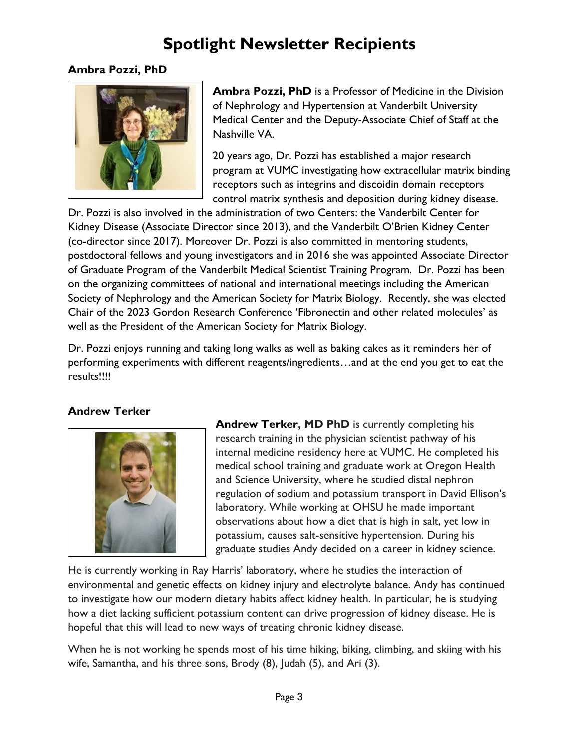# Spotlight Newsletter Recipients

### Ambra Pozzi, PhD

**Ambra Pozzi, PhD** is a Professor of Medicine in the Division of Nephrology and Hypertension at Vanderbilt University Medical Center and the Deputy-Associate Chief of Staff at the Nashville VA.

20 years ago, Dr. Pozzi has established a major research program at VUMC investigating how extracellular matrix binding receptors such as integrins and discoidin domain receptors control matrix synthesis and deposition during kidney disease. Dr. Pozzi is also involved in the administration of two Centers: the Vanderbilt Center for Kidney Disease (Associate Director since 2013), and the Vanderbilt O'Brien Kidney Center (co-director since 2017). Moreover Dr. Pozzi is also committed in mentoring students, postdoctoral fellows and young investigators and in 2016 she was appointed Associate Director of Graduate Program of the Vanderbilt Medical Scientist Training Program. Dr. Pozzi has been on the organizing committees of national and international meetings including the American Society of Nephrology and the American Society for Matrix Biology. Recently, she was elected Chair of the 2023 Gordon Research Conference 'Fibronectin and other related molecules' as well as the President of the American Society for Matrix Biology.

Dr. Pozzi enjoys running and taking long walks as well as baking cakes as it reminders her of performing experiments with different reagents/ingredients…and at the end you get to eat the results!!!!

### Andrew Terker

**Andrew Terker, MD PhD** is currently completing his research training in the physician scientist pathway of his internal medicine residency here at VUMC. He completed his medical school training and graduate work at Oregon Health and Science University, where he studied distal nephron regulation of sodium and potassium transport in David Ellison's laboratory. While working at OHSU he made important observations about how a diet that is high in salt, yet low in potassium, causes salt-sensitive hypertension. During his graduate studies Andy decided on a career in kidney science.

He is currently working in Ray Harris' laboratory, where he studies the interaction of environmental and genetic effects on kidney injury and electrolyte balance. Andy has continued to investigate how our modern dietary habits affect kidney health. In particular, he is studying how a diet lacking sufficient potassium content can drive progression of kidney disease. He is hopeful that this will lead to new ways of treating chronic kidney disease.

When he is not working he spends most of his time hiking, biking, climbing, and skiing with his wife, Samantha, and his three sons, Brody (8), Judah (5), and Ari (3).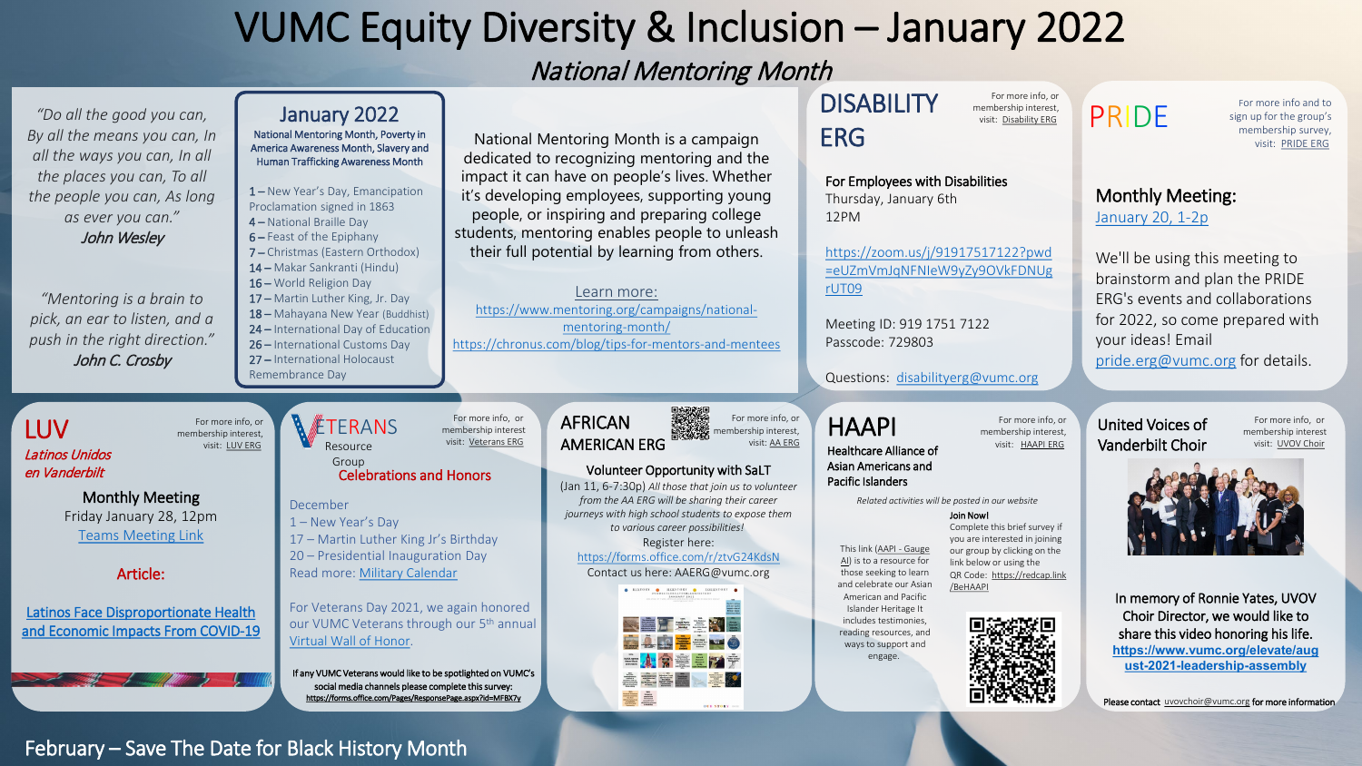# VUMC Equity Diversity & Inclusion – January 2022

*National Mentoring Month*

*"Do all the good you can, By all the means you can, In all the ways you can, In all the places you can, To all the people you can, As long as ever you can."*
***John Wesley***

*"Mentoring is a brain to pick, an ear to listen, and a push in the right direction."*
***John C. Crosby***

## January 2022

National Mentoring Month, Poverty in America Awareness Month, Slavery and Human Trafficking Awareness Month

- 1 – New Year's Day, Emancipation Proclamation signed in 1863
- 4 – National Braille Day
- 6 – Feast of the Epiphany
- 7 – Christmas (Eastern Orthodox)
- 14 – Makar Sankranti (Hindu)
- 16 – World Religion Day
- 17 – Martin Luther King, Jr. Day
- 18 – Mahayana New Year (Buddhist)
- 24 – International Day of Education
- 26 – International Customs Day
- 27 – International Holocaust Remembrance Day

National Mentoring Month is a campaign dedicated to recognizing mentoring and the impact it can have on people's lives. Whether it's developing employees, supporting young people, or inspiring and preparing college students, mentoring enables people to unleash their full potential by learning from others.

Learn more:
https://www.mentoring.org/campaigns/national-mentoring-month/
https://chronus.com/blog/tips-for-mentors-and-mentees

## DISABILITY ERG

For more info, or membership interest, visit: Disability ERG

**For Employees with Disabilities**
Thursday, January 6th
12PM

https://zoom.us/j/91917517122?pwd=eUZmVmJqNFNIeW9yZy9OVkFDNUgrUT09

Meeting ID: 919 1751 7122
Passcode: 729803

Questions: disabilityerg@vumc.org

## PRIDE

For more info and to sign up for the group's membership survey, visit: PRIDE ERG

**Monthly Meeting:**
January 20, 1-2p

We'll be using this meeting to brainstorm and plan the PRIDE ERG's events and collaborations for 2022, so come prepared with your ideas! Email pride.erg@vumc.org for details.

## LUV

*Latinos Unidos en Vanderbilt*

For more info, or membership interest, visit: LUV ERG

**Monthly Meeting**
Friday January 28, 12pm
Teams Meeting Link

**Article:**

Latinos Face Disproportionate Health and Economic Impacts From COVID-19

## VETERANS Resource Group

For more info, or membership interest visit: Veterans ERG

**Celebrations and Honors**

December
1 – New Year's Day
17 – Martin Luther King Jr's Birthday
20 – Presidential Inauguration Day
Read more: Military Calendar

For Veterans Day 2021, we again honored our VUMC Veterans through our 5th annual Virtual Wall of Honor.

If any VUMC Veterans would like to be spotlighted on VUMC's social media channels please complete this survey: https://forms.office.com/Pages/ResponsePage.aspx?id=MFBX7y

## AFRICAN AMERICAN ERG

For more info, or membership interest, visit: AA ERG

**Volunteer Opportunity with SaLT**
(Jan 11, 6-7:30p) *All those that join us to volunteer from the AA ERG will be sharing their career journeys with high school students to expose them to various career possibilities!*
Register here:
https://forms.office.com/r/ztvG24KdsN
Contact us here: AAERG@vumc.org

## HAAPI

Healthcare Alliance of Asian Americans and Pacific Islanders

For more info, or membership interest, visit: HAAPI ERG

*Related activities will be posted in our website*

This link (AAPI - Gauge AI) is to a resource for those seeking to learn and celebrate our Asian American and Pacific Islander Heritage It includes testimonies, reading resources, and ways to support and engage.

**Join Now!**
Complete this brief survey if you are interested in joining our group by clicking on the link below or using the QR Code: https://redcap.link/BeHAAPI

## United Voices of Vanderbilt Choir

For more info, or membership interest visit: UVOV Choir

In memory of Ronnie Yates, UVOV Choir Director, we would like to share this video honoring his life.
**https://www.vumc.org/elevate/august-2021-leadership-assembly**

Please contact uvovchoir@vumc.org for more information

February – Save The Date for Black History Month